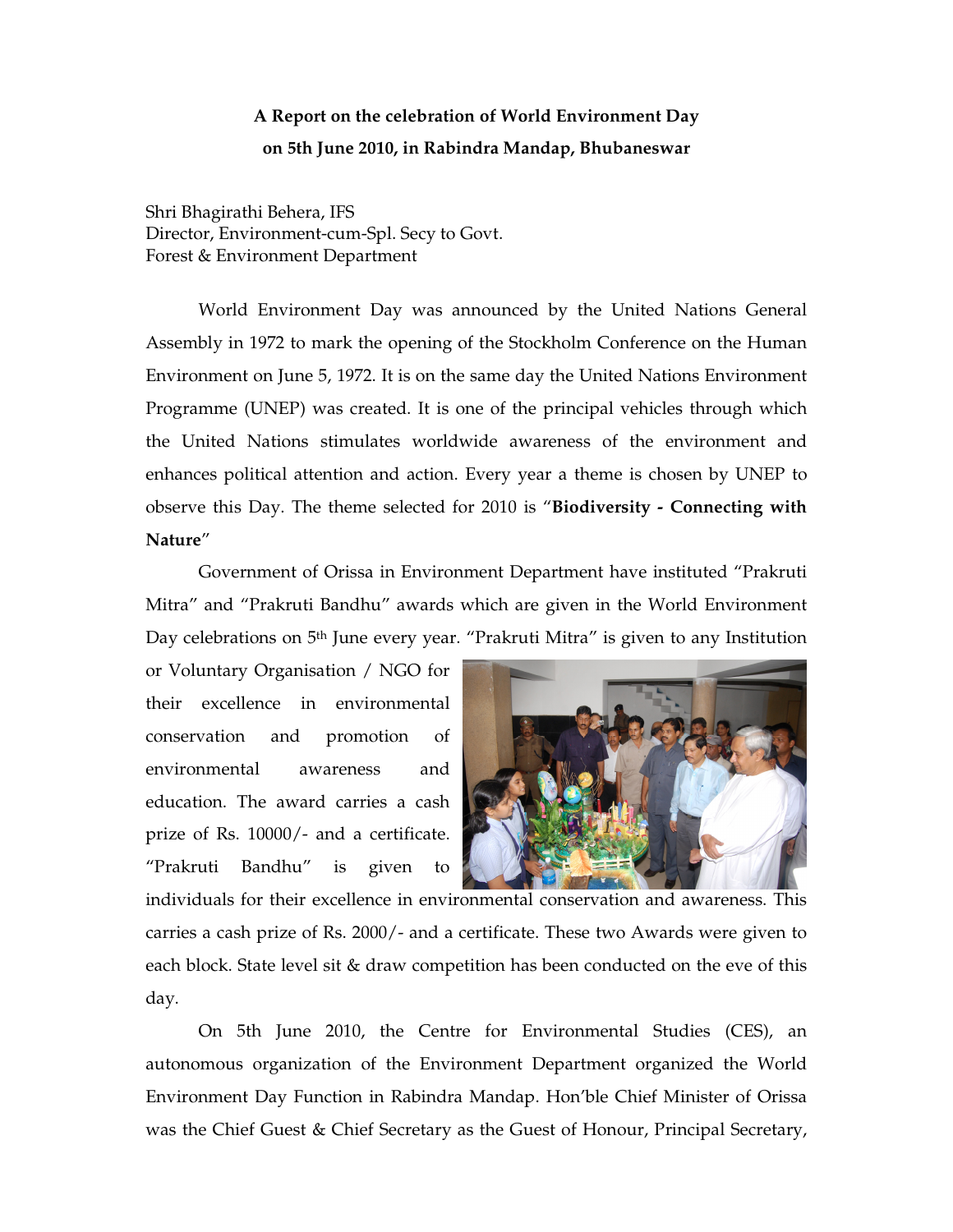**A Report on the celebration of World Environment Day on 5th June 2010, in Rabindra Mandap, Bhubaneswar**

Shri Bhagirathi Behera, IFS
Director, Environment-cum-Spl. Secy to Govt.
Forest & Environment Department

World Environment Day was announced by the United Nations General Assembly in 1972 to mark the opening of the Stockholm Conference on the Human Environment on June 5, 1972. It is on the same day the United Nations Environment Programme (UNEP) was created. It is one of the principal vehicles through which the United Nations stimulates worldwide awareness of the environment and enhances political attention and action. Every year a theme is chosen by UNEP to observe this Day. The theme selected for 2010 is "**Biodiversity - Connecting with Nature**"

Government of Orissa in Environment Department have instituted "Prakruti Mitra" and "Prakruti Bandhu" awards which are given in the World Environment Day celebrations on 5th June every year. "Prakruti Mitra" is given to any Institution or Voluntary Organisation / NGO for their excellence in environmental conservation and promotion of environmental awareness and education. The award carries a cash prize of Rs. 10000/- and a certificate. "Prakruti Bandhu" is given to individuals for their excellence in environmental conservation and awareness. This carries a cash prize of Rs. 2000/- and a certificate. These two Awards were given to each block. State level sit & draw competition has been conducted on the eve of this day.

On 5th June 2010, the Centre for Environmental Studies (CES), an autonomous organization of the Environment Department organized the World Environment Day Function in Rabindra Mandap. Hon'ble Chief Minister of Orissa was the Chief Guest & Chief Secretary as the Guest of Honour, Principal Secretary,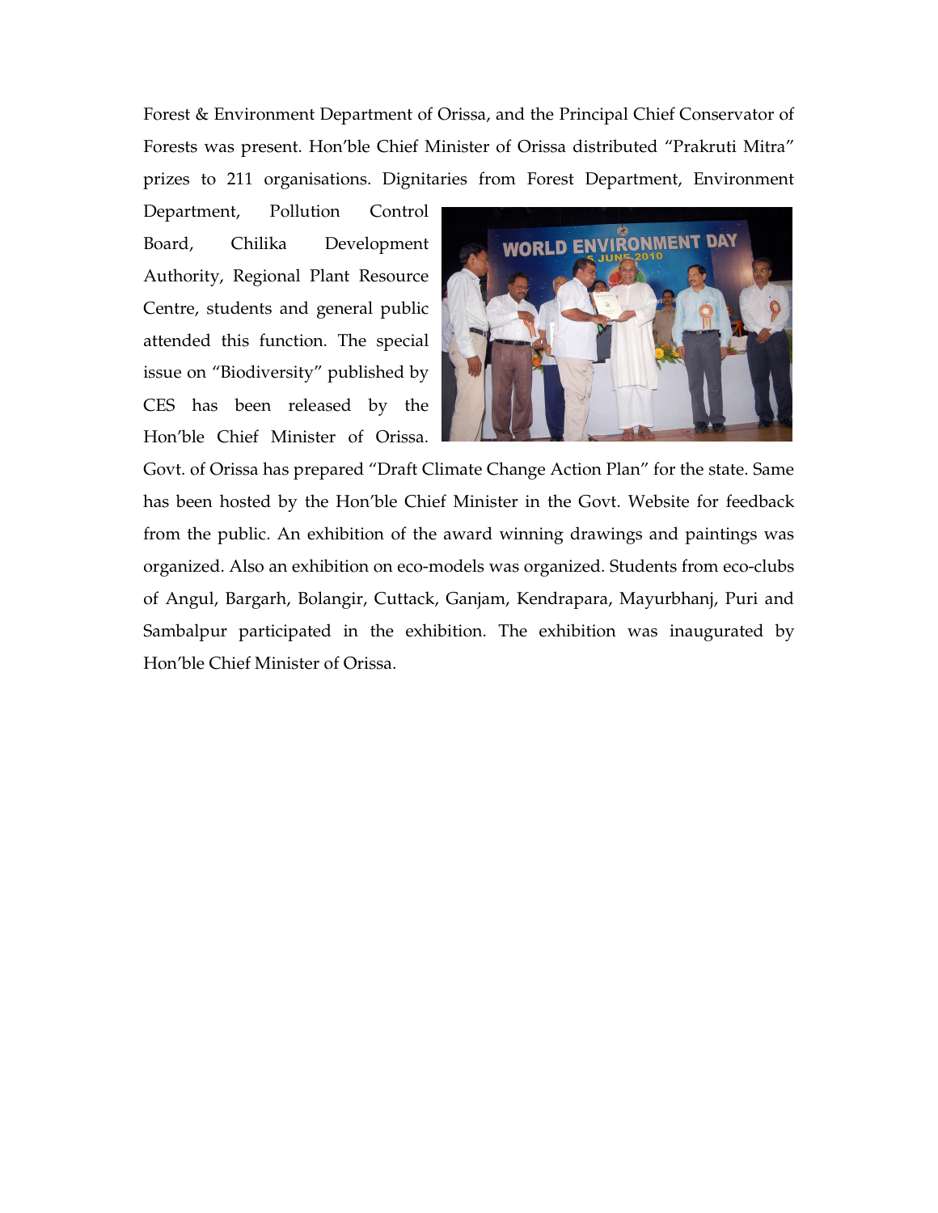Forest & Environment Department of Orissa, and the Principal Chief Conservator of Forests was present. Hon'ble Chief Minister of Orissa distributed "Prakruti Mitra" prizes to 211 organisations. Dignitaries from Forest Department, Environment Department, Pollution Control Board, Chilika Development Authority, Regional Plant Resource Centre, students and general public attended this function. The special issue on "Biodiversity" published by CES has been released by the Hon'ble Chief Minister of Orissa. Govt. of Orissa has prepared "Draft Climate Change Action Plan" for the state. Same has been hosted by the Hon'ble Chief Minister in the Govt. Website for feedback from the public. An exhibition of the award winning drawings and paintings was organized. Also an exhibition on eco-models was organized. Students from eco-clubs of Angul, Bargarh, Bolangir, Cuttack, Ganjam, Kendrapara, Mayurbhanj, Puri and Sambalpur participated in the exhibition. The exhibition was inaugurated by Hon'ble Chief Minister of Orissa.